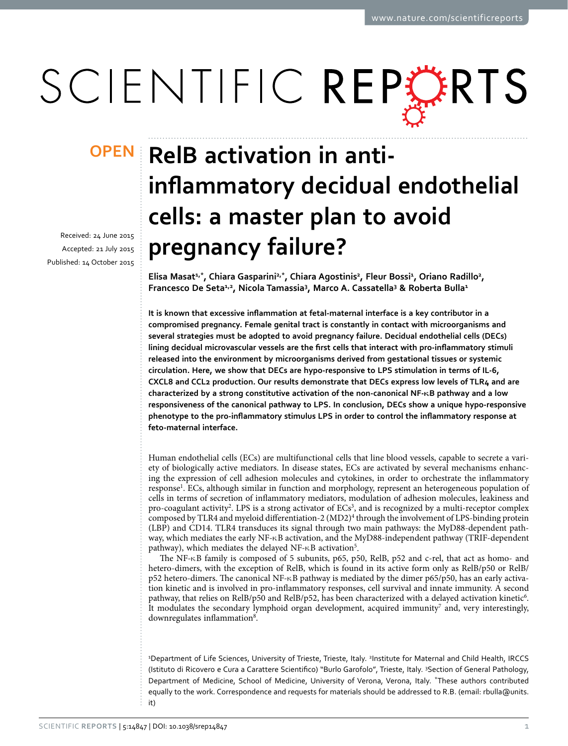OPEN

# RelB activation in anti-inflammatory decidual endothelial cells: a master plan to avoid pregnancy failure?

Received: 24 June 2015

Accepted: 21 July 2015

Published: 14 October 2015

Elisa Masat[1,*], Chiara Gasparini[2,*], Chiara Agostinis[2], Fleur Bossi[1], Oriano Radillo[2], Francesco De Seta[1,2], Nicola Tamassia[3], Marco A. Cassatella[3] & Roberta Bulla[1]

**It is known that excessive inflammation at fetal-maternal interface is a key contributor in a compromised pregnancy. Female genital tract is constantly in contact with microorganisms and several strategies must be adopted to avoid pregnancy failure. Decidual endothelial cells (DECs) lining decidual microvascular vessels are the first cells that interact with pro-inflammatory stimuli released into the environment by microorganisms derived from gestational tissues or systemic circulation. Here, we show that DECs are hypo-responsive to LPS stimulation in terms of IL-6, CXCL8 and CCL2 production. Our results demonstrate that DECs express low levels of TLR4 and are characterized by a strong constitutive activation of the non-canonical NF-κB pathway and a low responsiveness of the canonical pathway to LPS. In conclusion, DECs show a unique hypo-responsive phenotype to the pro-inflammatory stimulus LPS in order to control the inflammatory response at feto-maternal interface.**

Human endothelial cells (ECs) are multifunctional cells that line blood vessels, capable to secrete a variety of biologically active mediators. In disease states, ECs are activated by several mechanisms enhancing the expression of cell adhesion molecules and cytokines, in order to orchestrate the inflammatory response[1]. ECs, although similar in function and morphology, represent an heterogeneous population of cells in terms of secretion of inflammatory mediators, modulation of adhesion molecules, leakiness and pro-coagulant activity[2]. LPS is a strong activator of ECs[3], and is recognized by a multi-receptor complex composed by TLR4 and myeloid differentiation-2 (MD2)[4] through the involvement of LPS-binding protein (LBP) and CD14. TLR4 transduces its signal through two main pathways: the MyD88-dependent pathway, which mediates the early NF-κB activation, and the MyD88-independent pathway (TRIF-dependent pathway), which mediates the delayed NF-κB activation[5].

The NF-κB family is composed of 5 subunits, p65, p50, RelB, p52 and c-rel, that act as homo- and hetero-dimers, with the exception of RelB, which is found in its active form only as RelB/p50 or RelB/p52 hetero-dimers. The canonical NF-κB pathway is mediated by the dimer p65/p50, has an early activation kinetic and is involved in pro-inflammatory responses, cell survival and innate immunity. A second pathway, that relies on RelB/p50 and RelB/p52, has been characterized with a delayed activation kinetic[6]. It modulates the secondary lymphoid organ development, acquired immunity[7] and, very interestingly, downregulates inflammation[8].

[1]Department of Life Sciences, University of Trieste, Trieste, Italy. [2]Institute for Maternal and Child Health, IRCCS (Istituto di Ricovero e Cura a Carattere Scientifico) "Burlo Garofolo", Trieste, Italy. [3]Section of General Pathology, Department of Medicine, School of Medicine, University of Verona, Verona, Italy. *These authors contributed equally to the work. Correspondence and requests for materials should be addressed to R.B. (email: rbulla@units.it)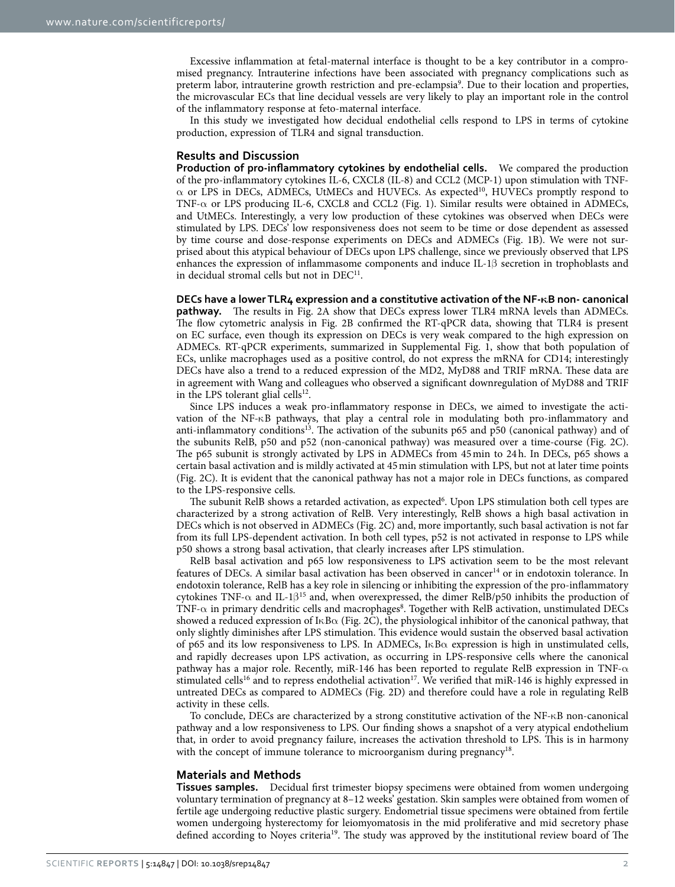Excessive inflammation at fetal-maternal interface is thought to be a key contributor in a compromised pregnancy. Intrauterine infections have been associated with pregnancy complications such as preterm labor, intrauterine growth restriction and pre-eclampsia[9]. Due to their location and properties, the microvascular ECs that line decidual vessels are very likely to play an important role in the control of the inflammatory response at feto-maternal interface.

In this study we investigated how decidual endothelial cells respond to LPS in terms of cytokine production, expression of TLR4 and signal transduction.

## Results and Discussion

**Production of pro-inflammatory cytokines by endothelial cells.** We compared the production of the pro-inflammatory cytokines IL-6, CXCL8 (IL-8) and CCL2 (MCP-1) upon stimulation with TNF-$\alpha$ or LPS in DECs, ADMECs, UtMECs and HUVECs. As expected[10], HUVECs promptly respond to TNF-$\alpha$ or LPS producing IL-6, CXCL8 and CCL2 (Fig. 1). Similar results were obtained in ADMECs, and UtMECs. Interestingly, a very low production of these cytokines was observed when DECs were stimulated by LPS. DECs' low responsiveness does not seem to be time or dose dependent as assessed by time course and dose-response experiments on DECs and ADMECs (Fig. 1B). We were not surprised about this atypical behaviour of DECs upon LPS challenge, since we previously observed that LPS enhances the expression of inflammasome components and induce IL-1$\beta$ secretion in trophoblasts and in decidual stromal cells but not in DEC[11].

**DECs have a lower TLR4 expression and a constitutive activation of the NF-$\kappa$B non- canonical pathway.** The results in Fig. 2A show that DECs express lower TLR4 mRNA levels than ADMECs. The flow cytometric analysis in Fig. 2B confirmed the RT-qPCR data, showing that TLR4 is present on EC surface, even though its expression on DECs is very weak compared to the high expression on ADMECs. RT-qPCR experiments, summarized in Supplemental Fig. 1, show that both population of ECs, unlike macrophages used as a positive control, do not express the mRNA for CD14; interestingly DECs have also a trend to a reduced expression of the MD2, MyD88 and TRIF mRNA. These data are in agreement with Wang and colleagues who observed a significant downregulation of MyD88 and TRIF in the LPS tolerant glial cells[12].

Since LPS induces a weak pro-inflammatory response in DECs, we aimed to investigate the activation of the NF-$\kappa$B pathways, that play a central role in modulating both pro-inflammatory and anti-inflammatory conditions[13]. The activation of the subunits p65 and p50 (canonical pathway) and of the subunits RelB, p50 and p52 (non-canonical pathway) was measured over a time-course (Fig. 2C). The p65 subunit is strongly activated by LPS in ADMECs from 45 min to 24 h. In DECs, p65 shows a certain basal activation and is mildly activated at 45 min stimulation with LPS, but not at later time points (Fig. 2C). It is evident that the canonical pathway has not a major role in DECs functions, as compared to the LPS-responsive cells.

The subunit RelB shows a retarded activation, as expected[6]. Upon LPS stimulation both cell types are characterized by a strong activation of RelB. Very interestingly, RelB shows a high basal activation in DECs which is not observed in ADMECs (Fig. 2C) and, more importantly, such basal activation is not far from its full LPS-dependent activation. In both cell types, p52 is not activated in response to LPS while p50 shows a strong basal activation, that clearly increases after LPS stimulation.

RelB basal activation and p65 low responsiveness to LPS activation seem to be the most relevant features of DECs. A similar basal activation has been observed in cancer[14] or in endotoxin tolerance. In endotoxin tolerance, RelB has a key role in silencing or inhibiting the expression of the pro-inflammatory cytokines TNF-$\alpha$ and IL-1$\beta$[15] and, when overexpressed, the dimer RelB/p50 inhibits the production of TNF-$\alpha$ in primary dendritic cells and macrophages[8]. Together with RelB activation, unstimulated DECs showed a reduced expression of I$\kappa$B$\alpha$ (Fig. 2C), the physiological inhibitor of the canonical pathway, that only slightly diminishes after LPS stimulation. This evidence would sustain the observed basal activation of p65 and its low responsiveness to LPS. In ADMECs, I$\kappa$B$\alpha$ expression is high in unstimulated cells, and rapidly decreases upon LPS activation, as occurring in LPS-responsive cells where the canonical pathway has a major role. Recently, miR-146 has been reported to regulate RelB expression in TNF-$\alpha$ stimulated cells[16] and to repress endothelial activation[17]. We verified that miR-146 is highly expressed in untreated DECs as compared to ADMECs (Fig. 2D) and therefore could have a role in regulating RelB activity in these cells.

To conclude, DECs are characterized by a strong constitutive activation of the NF-$\kappa$B non-canonical pathway and a low responsiveness to LPS. Our finding shows a snapshot of a very atypical endothelium that, in order to avoid pregnancy failure, increases the activation threshold to LPS. This is in harmony with the concept of immune tolerance to microorganism during pregnancy[18].

## Materials and Methods

**Tissues samples.** Decidual first trimester biopsy specimens were obtained from women undergoing voluntary termination of pregnancy at 8–12 weeks' gestation. Skin samples were obtained from women of fertile age undergoing reductive plastic surgery. Endometrial tissue specimens were obtained from fertile women undergoing hysterectomy for leiomyomatosis in the mid proliferative and mid secretory phase defined according to Noyes criteria[19]. The study was approved by the institutional review board of The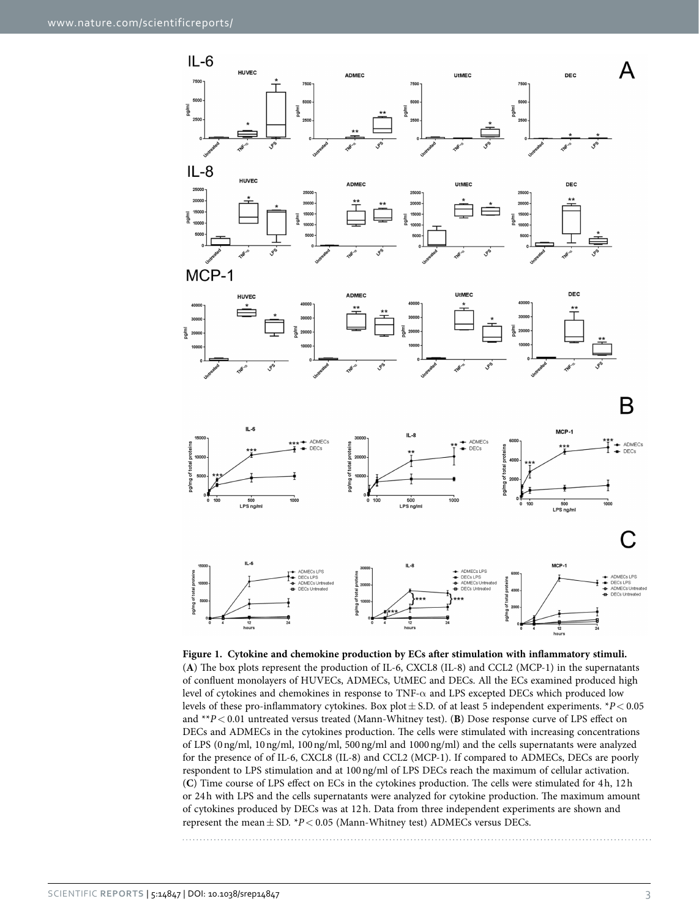**Figure 1. Cytokine and chemokine production by ECs after stimulation with inflammatory stimuli.** (**A**) The box plots represent the production of IL-6, CXCL8 (IL-8) and CCL2 (MCP-1) in the supernatants of confluent monolayers of HUVECs, ADMECs, UtMEC and DECs. All the ECs examined produced high level of cytokines and chemokines in response to TNF-$\alpha$ and LPS excepted DECs which produced low levels of these pro-inflammatory cytokines. Box plot ± S.D. of at least 5 independent experiments. \*$P < 0.05$ and \*\*$P < 0.01$ untreated versus treated (Mann-Whitney test). (**B**) Dose response curve of LPS effect on DECs and ADMECs in the cytokines production. The cells were stimulated with increasing concentrations of LPS (0 ng/ml, 10 ng/ml, 100 ng/ml, 500 ng/ml and 1000 ng/ml) and the cells supernatants were analyzed for the presence of of IL-6, CXCL8 (IL-8) and CCL2 (MCP-1). If compared to ADMECs, DECs are poorly respondent to LPS stimulation and at 100 ng/ml of LPS DECs reach the maximum of cellular activation. (**C**) Time course of LPS effect on ECs in the cytokines production. The cells were stimulated for 4 h, 12 h or 24 h with LPS and the cells supernatants were analyzed for cytokine production. The maximum amount of cytokines produced by DECs was at 12 h. Data from three independent experiments are shown and represent the mean ± SD. \*$P < 0.05$ (Mann-Whitney test) ADMECs versus DECs.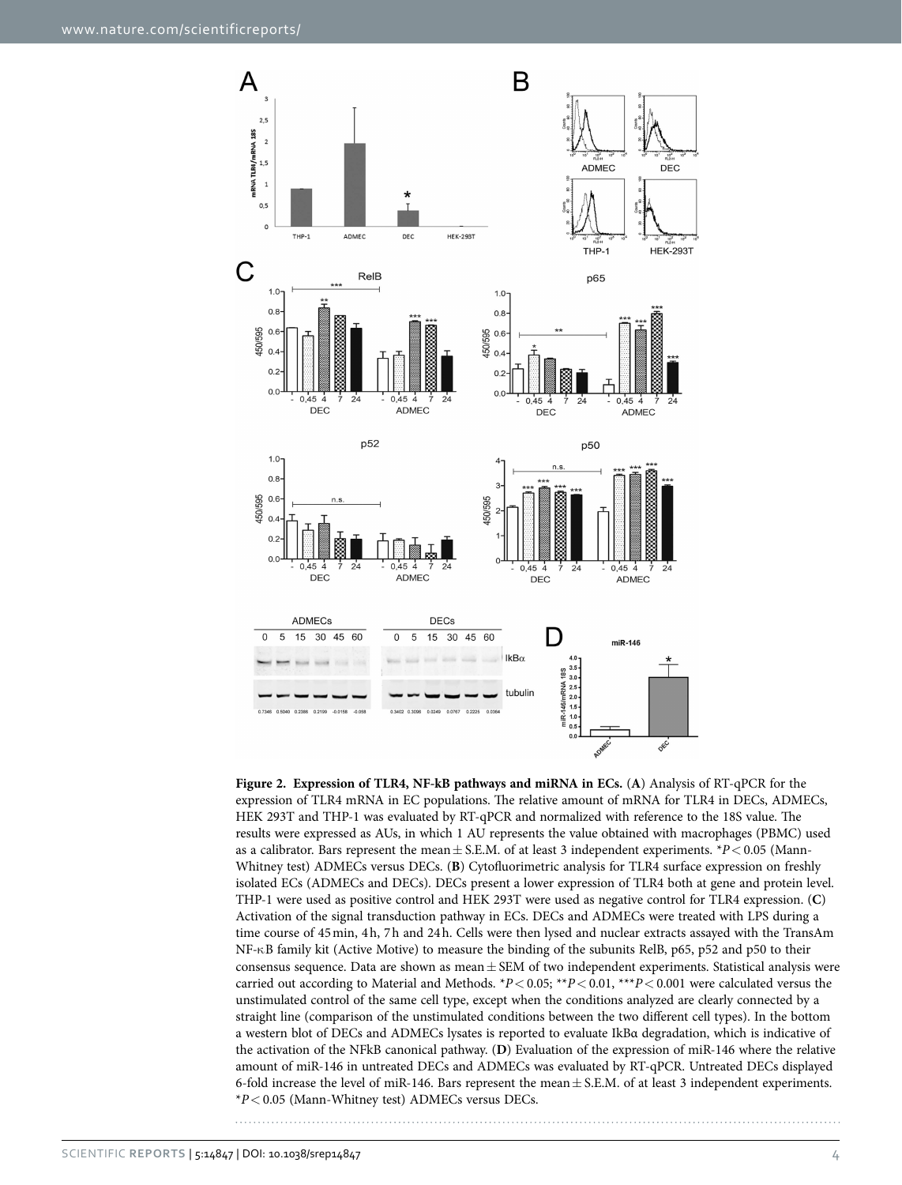**Figure 2. Expression of TLR4, NF-kB pathways and miRNA in ECs.** (**A**) Analysis of RT-qPCR for the expression of TLR4 mRNA in EC populations. The relative amount of mRNA for TLR4 in DECs, ADMECs, HEK 293T and THP-1 was evaluated by RT-qPCR and normalized with reference to the 18S value. The results were expressed as AUs, in which 1 AU represents the value obtained with macrophages (PBMC) used as a calibrator. Bars represent the mean ± S.E.M. of at least 3 independent experiments. *$P < 0.05$ (Mann-Whitney test) ADMECs versus DECs. (**B**) Cytofluorimetric analysis for TLR4 surface expression on freshly isolated ECs (ADMECs and DECs). DECs present a lower expression of TLR4 both at gene and protein level. THP-1 were used as positive control and HEK 293T were used as negative control for TLR4 expression. (**C**) Activation of the signal transduction pathway in ECs. DECs and ADMECs were treated with LPS during a time course of 45 min, 4 h, 7 h and 24 h. Cells were then lysed and nuclear extracts assayed with the TransAm NF-κB family kit (Active Motive) to measure the binding of the subunits RelB, p65, p52 and p50 to their consensus sequence. Data are shown as mean ± SEM of two independent experiments. Statistical analysis were carried out according to Material and Methods. *$P < 0.05$; **$P < 0.01$, ***$P < 0.001$ were calculated versus the unstimulated control of the same cell type, except when the conditions analyzed are clearly connected by a straight line (comparison of the unstimulated conditions between the two different cell types). In the bottom a western blot of DECs and ADMECs lysates is reported to evaluate IkBα degradation, which is indicative of the activation of the NFkB canonical pathway. (**D**) Evaluation of the expression of miR-146 where the relative amount of miR-146 in untreated DECs and ADMECs was evaluated by RT-qPCR. Untreated DECs displayed 6-fold increase the level of miR-146. Bars represent the mean ± S.E.M. of at least 3 independent experiments. *$P < 0.05$ (Mann-Whitney test) ADMECs versus DECs.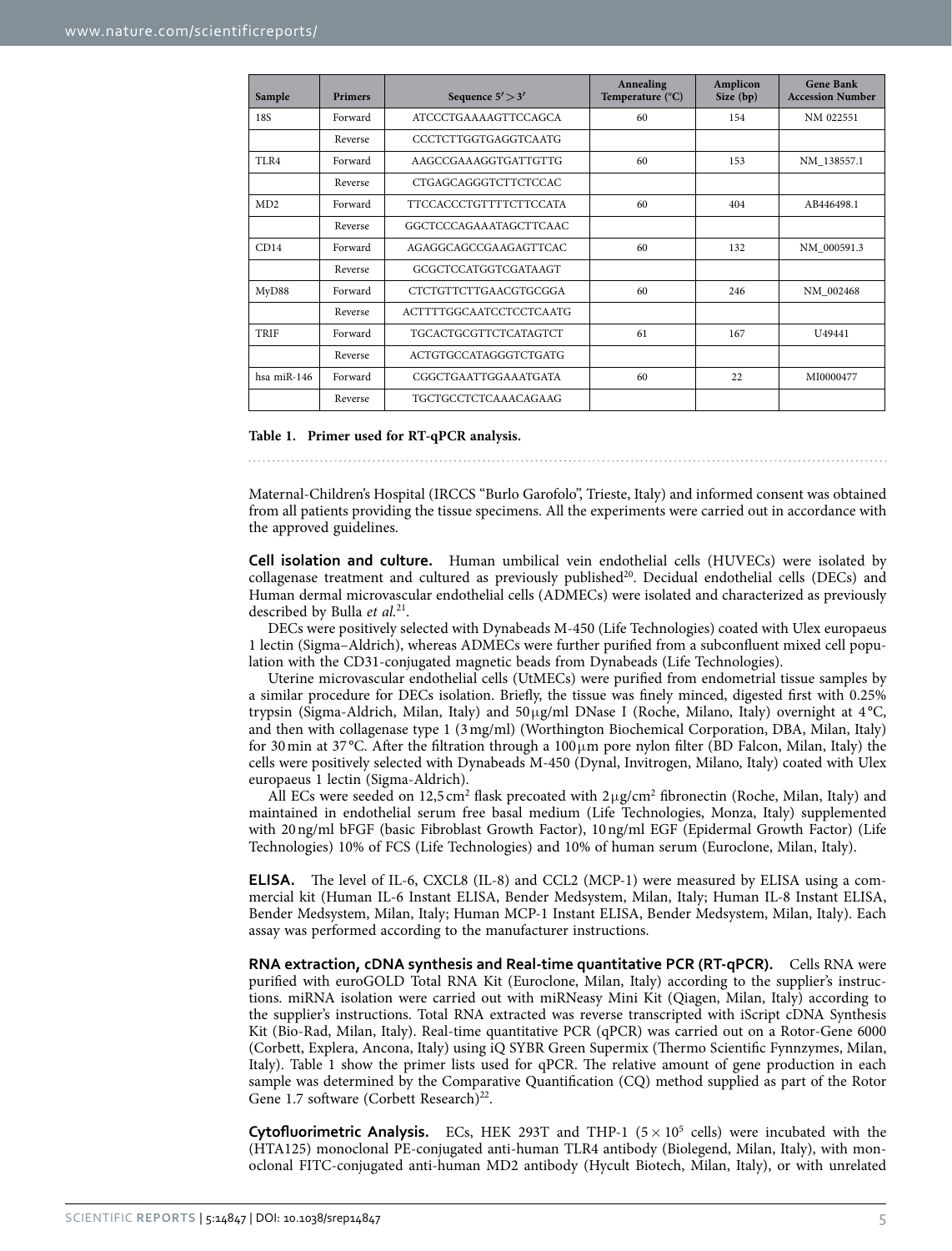| Sample | Primers | Sequence 5′ > 3′ | Annealing Temperature (°C) | Amplicon Size (bp) | Gene Bank Accession Number |
|---|---|---|---|---|---|
| 18S | Forward | ATCCCTGAAAAGTTCCAGCA | 60 | 154 | NM 022551 |
| | Reverse | CCCTCTTGGTGAGGTCAATG | | | |
| TLR4 | Forward | AAGCCGAAAGGTGATTGTTG | 60 | 153 | NM_138557.1 |
| | Reverse | CTGAGCAGGGTCTTCTCCAC | | | |
| MD2 | Forward | TTCCACCCTGTTTTCTTCCATA | 60 | 404 | AB446498.1 |
| | Reverse | GGCTCCCAGAAATAGCTTCAAC | | | |
| CD14 | Forward | AGAGGCAGCCGAAGAGTTCAC | 60 | 132 | NM_000591.3 |
| | Reverse | GCGCTCCATGGTCGATAAGT | | | |
| MyD88 | Forward | CTCTGTTCTTGAACGTGCGGA | 60 | 246 | NM_002468 |
| | Reverse | ACTTTTGGCAATCCTCCTCAATG | | | |
| TRIF | Forward | TGCACTGCGTTCTCATAGTCT | 61 | 167 | U49441 |
| | Reverse | ACTGTGCCATAGGGTCTGATG | | | |
| hsa miR-146 | Forward | CGGCTGAATTGGAAATGATA | 60 | 22 | MI0000477 |
| | Reverse | TGCTGCCTCTCAAACAGAAG | | | |

**Table 1. Primer used for RT-qPCR analysis.**

Maternal-Children's Hospital (IRCCS "Burlo Garofolo", Trieste, Italy) and informed consent was obtained from all patients providing the tissue specimens. All the experiments were carried out in accordance with the approved guidelines.

**Cell isolation and culture.** Human umbilical vein endothelial cells (HUVECs) were isolated by collagenase treatment and cultured as previously published[20]. Decidual endothelial cells (DECs) and Human dermal microvascular endothelial cells (ADMECs) were isolated and characterized as previously described by Bulla *et al.*[21].

DECs were positively selected with Dynabeads M-450 (Life Technologies) coated with Ulex europaeus 1 lectin (Sigma–Aldrich), whereas ADMECs were further purified from a subconfluent mixed cell population with the CD31-conjugated magnetic beads from Dynabeads (Life Technologies).

Uterine microvascular endothelial cells (UtMECs) were purified from endometrial tissue samples by a similar procedure for DECs isolation. Briefly, the tissue was finely minced, digested first with 0.25% trypsin (Sigma-Aldrich, Milan, Italy) and 50 μg/ml DNase I (Roche, Milano, Italy) overnight at 4 °C, and then with collagenase type 1 (3 mg/ml) (Worthington Biochemical Corporation, DBA, Milan, Italy) for 30 min at 37 °C. After the filtration through a 100 μm pore nylon filter (BD Falcon, Milan, Italy) the cells were positively selected with Dynabeads M-450 (Dynal, Invitrogen, Milano, Italy) coated with Ulex europaeus 1 lectin (Sigma-Aldrich).

All ECs were seeded on 12,5 $cm^2$ flask precoated with 2 μg/$cm^2$ fibronectin (Roche, Milan, Italy) and maintained in endothelial serum free basal medium (Life Technologies, Monza, Italy) supplemented with 20 ng/ml bFGF (basic Fibroblast Growth Factor), 10 ng/ml EGF (Epidermal Growth Factor) (Life Technologies) 10% of FCS (Life Technologies) and 10% of human serum (Euroclone, Milan, Italy).

**ELISA.** The level of IL-6, CXCL8 (IL-8) and CCL2 (MCP-1) were measured by ELISA using a commercial kit (Human IL-6 Instant ELISA, Bender Medsystem, Milan, Italy; Human IL-8 Instant ELISA, Bender Medsystem, Milan, Italy; Human MCP-1 Instant ELISA, Bender Medsystem, Milan, Italy). Each assay was performed according to the manufacturer instructions.

**RNA extraction, cDNA synthesis and Real-time quantitative PCR (RT-qPCR).** Cells RNA were purified with euroGOLD Total RNA Kit (Euroclone, Milan, Italy) according to the supplier's instructions. miRNA isolation were carried out with miRNeasy Mini Kit (Qiagen, Milan, Italy) according to the supplier's instructions. Total RNA extracted was reverse transcripted with iScript cDNA Synthesis Kit (Bio-Rad, Milan, Italy). Real-time quantitative PCR (qPCR) was carried out on a Rotor-Gene 6000 (Corbett, Explera, Ancona, Italy) using iQ SYBR Green Supermix (Thermo Scientific Fynnzymes, Milan, Italy). Table 1 show the primer lists used for qPCR. The relative amount of gene production in each sample was determined by the Comparative Quantification (CQ) method supplied as part of the Rotor Gene 1.7 software (Corbett Research)[22].

**Cytofluorimetric Analysis.** ECs, HEK 293T and THP-1 ($5 \times 10^5$ cells) were incubated with the (HTA125) monoclonal PE-conjugated anti-human TLR4 antibody (Biolegend, Milan, Italy), with monoclonal FITC-conjugated anti-human MD2 antibody (Hycult Biotech, Milan, Italy), or with unrelated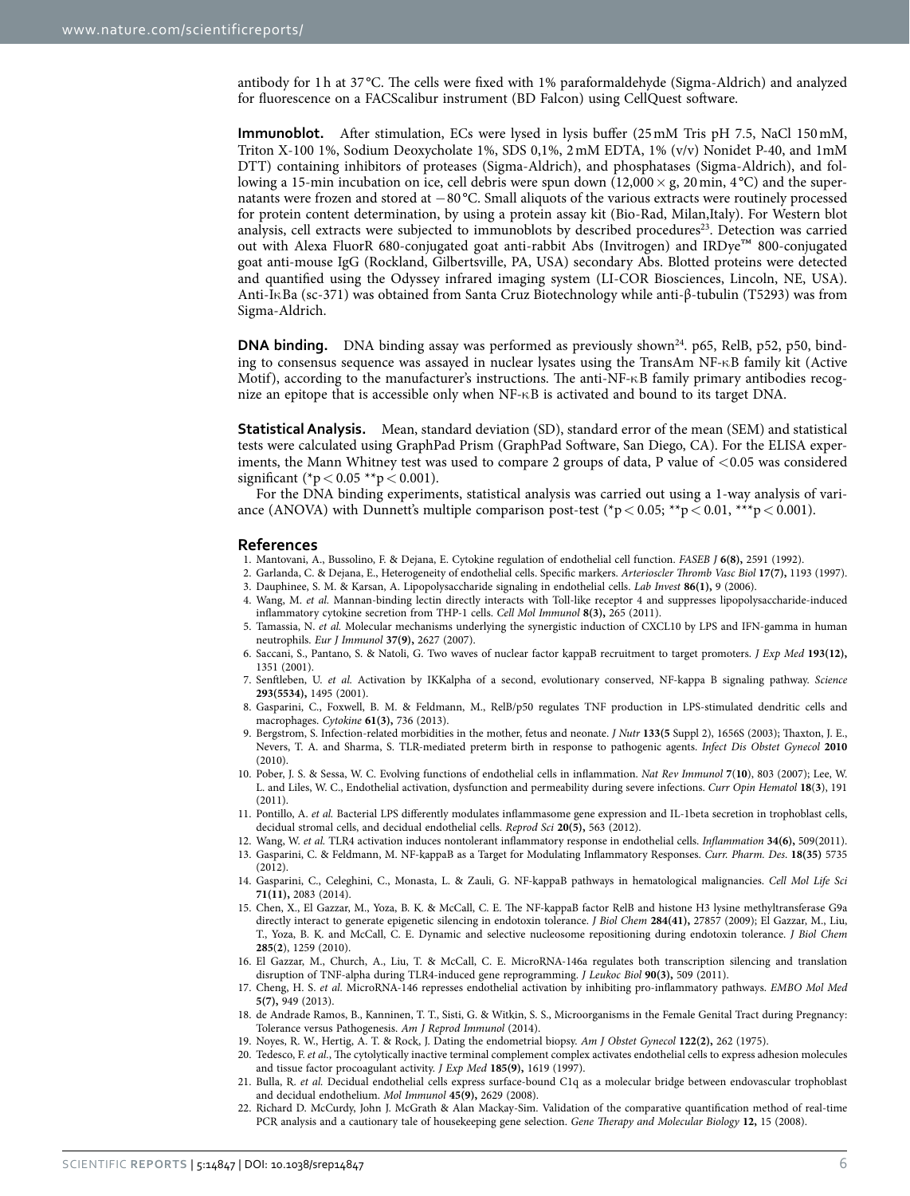antibody for 1 h at 37 °C. The cells were fixed with 1% paraformaldehyde (Sigma-Aldrich) and analyzed for fluorescence on a FACScalibur instrument (BD Falcon) using CellQuest software.

**Immunoblot.** After stimulation, ECs were lysed in lysis buffer (25 mM Tris pH 7.5, NaCl 150 mM, Triton X-100 1%, Sodium Deoxycholate 1%, SDS 0,1%, 2 mM EDTA, 1% (v/v) Nonidet P-40, and 1mM DTT) containing inhibitors of proteases (Sigma-Aldrich), and phosphatases (Sigma-Aldrich), and following a 15-min incubation on ice, cell debris were spun down (12,000 × g, 20 min, 4 °C) and the supernatants were frozen and stored at −80 °C. Small aliquots of the various extracts were routinely processed for protein content determination, by using a protein assay kit (Bio-Rad, Milan,Italy). For Western blot analysis, cell extracts were subjected to immunoblots by described procedures[23]. Detection was carried out with Alexa FluorR 680-conjugated goat anti-rabbit Abs (Invitrogen) and IRDye™ 800-conjugated goat anti-mouse IgG (Rockland, Gilbertsville, PA, USA) secondary Abs. Blotted proteins were detected and quantified using the Odyssey infrared imaging system (LI-COR Biosciences, Lincoln, NE, USA). Anti-IκBa (sc-371) was obtained from Santa Cruz Biotechnology while anti-β-tubulin (T5293) was from Sigma-Aldrich.

**DNA binding.** DNA binding assay was performed as previously shown[24]. p65, RelB, p52, p50, binding to consensus sequence was assayed in nuclear lysates using the TransAm NF-κB family kit (Active Motif), according to the manufacturer's instructions. The anti-NF-κB family primary antibodies recognize an epitope that is accessible only when NF-κB is activated and bound to its target DNA.

**Statistical Analysis.** Mean, standard deviation (SD), standard error of the mean (SEM) and statistical tests were calculated using GraphPad Prism (GraphPad Software, San Diego, CA). For the ELISA experiments, the Mann Whitney test was used to compare 2 groups of data, P value of $<0.05$ was considered significant (*$p < 0.05$ **$p < 0.001$).

For the DNA binding experiments, statistical analysis was carried out using a 1-way analysis of variance (ANOVA) with Dunnett's multiple comparison post-test (*$p < 0.05$; **$p < 0.01$, ***$p < 0.001$).

## References

1. Mantovani, A., Bussolino, F. & Dejana, E. Cytokine regulation of endothelial cell function. *FASEB J* **6(8),** 2591 (1992).
2. Garlanda, C. & Dejana, E., Heterogeneity of endothelial cells. Specific markers. *Arterioscler Thromb Vasc Biol* **17(7),** 1193 (1997).
3. Dauphinee, S. M. & Karsan, A. Lipopolysaccharide signaling in endothelial cells. *Lab Invest* **86(1),** 9 (2006).
4. Wang, M. *et al.* Mannan-binding lectin directly interacts with Toll-like receptor 4 and suppresses lipopolysaccharide-induced inflammatory cytokine secretion from THP-1 cells. *Cell Mol Immunol* **8(3),** 265 (2011).
5. Tamassia, N. *et al.* Molecular mechanisms underlying the synergistic induction of CXCL10 by LPS and IFN-gamma in human neutrophils. *Eur J Immunol* **37(9),** 2627 (2007).
6. Saccani, S., Pantano, S. & Natoli, G. Two waves of nuclear factor kappaB recruitment to target promoters. *J Exp Med* **193(12),** 1351 (2001).
7. Senftleben, U. *et al.* Activation by IKKalpha of a second, evolutionary conserved, NF-kappa B signaling pathway. *Science* **293(5534),** 1495 (2001).
8. Gasparini, C., Foxwell, B. M. & Feldmann, M., RelB/p50 regulates TNF production in LPS-stimulated dendritic cells and macrophages. *Cytokine* **61(3),** 736 (2013).
9. Bergstrom, S. Infection-related morbidities in the mother, fetus and neonate. *J Nutr* **133(5** Suppl 2), 1656S (2003); Thaxton, J. E., Nevers, T. A. and Sharma, S. TLR-mediated preterm birth in response to pathogenic agents. *Infect Dis Obstet Gynecol* **2010** (2010).
10. Pober, J. S. & Sessa, W. C. Evolving functions of endothelial cells in inflammation. *Nat Rev Immunol* **7**(**10**), 803 (2007); Lee, W. L. and Liles, W. C., Endothelial activation, dysfunction and permeability during severe infections. *Curr Opin Hematol* **18**(**3**), 191 (2011).
11. Pontillo, A. *et al.* Bacterial LPS differently modulates inflammasome gene expression and IL-1beta secretion in trophoblast cells, decidual stromal cells, and decidual endothelial cells. *Reprod Sci* **20(5),** 563 (2012).
12. Wang, W. *et al.* TLR4 activation induces nontolerant inflammatory response in endothelial cells. *Inflammation* **34(6),** 509(2011).
13. Gasparini, C. & Feldmann, M. NF-kappaB as a Target for Modulating Inflammatory Responses. *Curr. Pharm. Des.* **18(35)** 5735 (2012).
14. Gasparini, C., Celeghini, C., Monasta, L. & Zauli, G. NF-kappaB pathways in hematological malignancies. *Cell Mol Life Sci* **71(11),** 2083 (2014).
15. Chen, X., El Gazzar, M., Yoza, B. K. & McCall, C. E. The NF-kappaB factor RelB and histone H3 lysine methyltransferase G9a directly interact to generate epigenetic silencing in endotoxin tolerance. *J Biol Chem* **284(41),** 27857 (2009); El Gazzar, M., Liu, T., Yoza, B. K. and McCall, C. E. Dynamic and selective nucleosome repositioning during endotoxin tolerance. *J Biol Chem* **285**(**2**), 1259 (2010).
16. El Gazzar, M., Church, A., Liu, T. & McCall, C. E. MicroRNA-146a regulates both transcription silencing and translation disruption of TNF-alpha during TLR4-induced gene reprogramming. *J Leukoc Biol* **90(3),** 509 (2011).
17. Cheng, H. S. *et al.* MicroRNA-146 represses endothelial activation by inhibiting pro-inflammatory pathways. *EMBO Mol Med* **5(7),** 949 (2013).
18. de Andrade Ramos, B., Kanninen, T. T., Sisti, G. & Witkin, S. S., Microorganisms in the Female Genital Tract during Pregnancy: Tolerance versus Pathogenesis. *Am J Reprod Immunol* (2014).
19. Noyes, R. W., Hertig, A. T. & Rock, J. Dating the endometrial biopsy. *Am J Obstet Gynecol* **122(2),** 262 (1975).
20. Tedesco, F. *et al.*, The cytolytically inactive terminal complement complex activates endothelial cells to express adhesion molecules and tissue factor procoagulant activity. *J Exp Med* **185(9),** 1619 (1997).
21. Bulla, R. *et al.* Decidual endothelial cells express surface-bound C1q as a molecular bridge between endovascular trophoblast and decidual endothelium. *Mol Immunol* **45(9),** 2629 (2008).
22. Richard D. McCurdy, John J. McGrath & Alan Mackay-Sim. Validation of the comparative quantification method of real-time PCR analysis and a cautionary tale of housekeeping gene selection. *Gene Therapy and Molecular Biology* **12,** 15 (2008).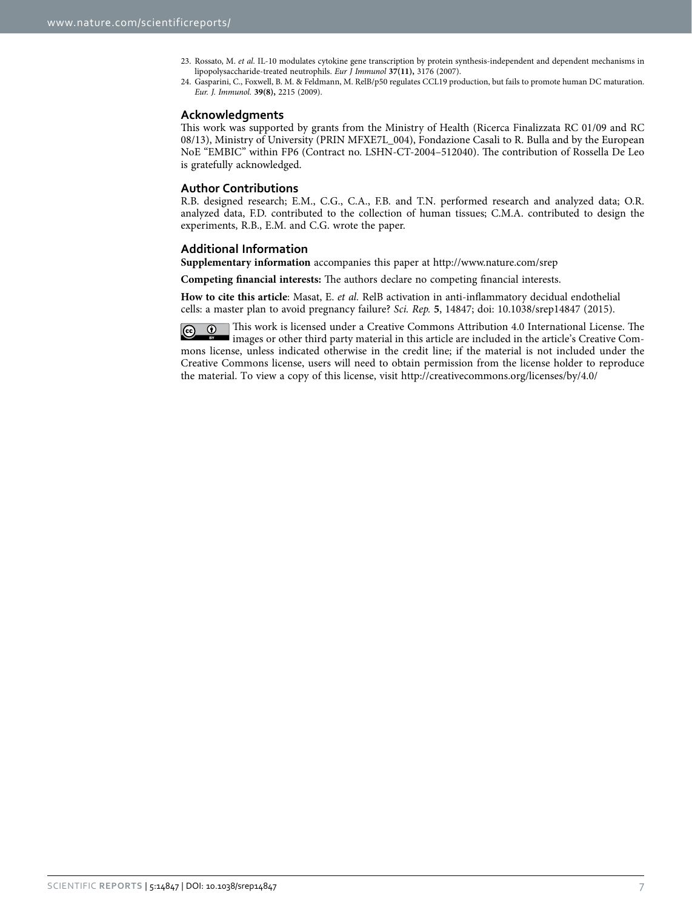23. Rossato, M. *et al.* IL-10 modulates cytokine gene transcription by protein synthesis-independent and dependent mechanisms in lipopolysaccharide-treated neutrophils. *Eur J Immunol* **37(11),** 3176 (2007).
24. Gasparini, C., Foxwell, B. M. & Feldmann, M. RelB/p50 regulates CCL19 production, but fails to promote human DC maturation. *Eur. J. Immunol.* **39(8),** 2215 (2009).

## Acknowledgments

This work was supported by grants from the Ministry of Health (Ricerca Finalizzata RC 01/09 and RC 08/13), Ministry of University (PRIN MFXE7L_004), Fondazione Casali to R. Bulla and by the European NoE "EMBIC" within FP6 (Contract no. LSHN-CT-2004–512040). The contribution of Rossella De Leo is gratefully acknowledged.

## Author Contributions

R.B. designed research; E.M., C.G., C.A., F.B. and T.N. performed research and analyzed data; O.R. analyzed data, F.D. contributed to the collection of human tissues; C.M.A. contributed to design the experiments, R.B., E.M. and C.G. wrote the paper.

## Additional Information

**Supplementary information** accompanies this paper at http://www.nature.com/srep

**Competing financial interests:** The authors declare no competing financial interests.

**How to cite this article**: Masat, E. *et al.* RelB activation in anti-inflammatory decidual endothelial cells: a master plan to avoid pregnancy failure? *Sci. Rep.* **5**, 14847; doi: 10.1038/srep14847 (2015).

This work is licensed under a Creative Commons Attribution 4.0 International License. The images or other third party material in this article are included in the article's Creative Commons license, unless indicated otherwise in the credit line; if the material is not included under the Creative Commons license, users will need to obtain permission from the license holder to reproduce the material. To view a copy of this license, visit http://creativecommons.org/licenses/by/4.0/